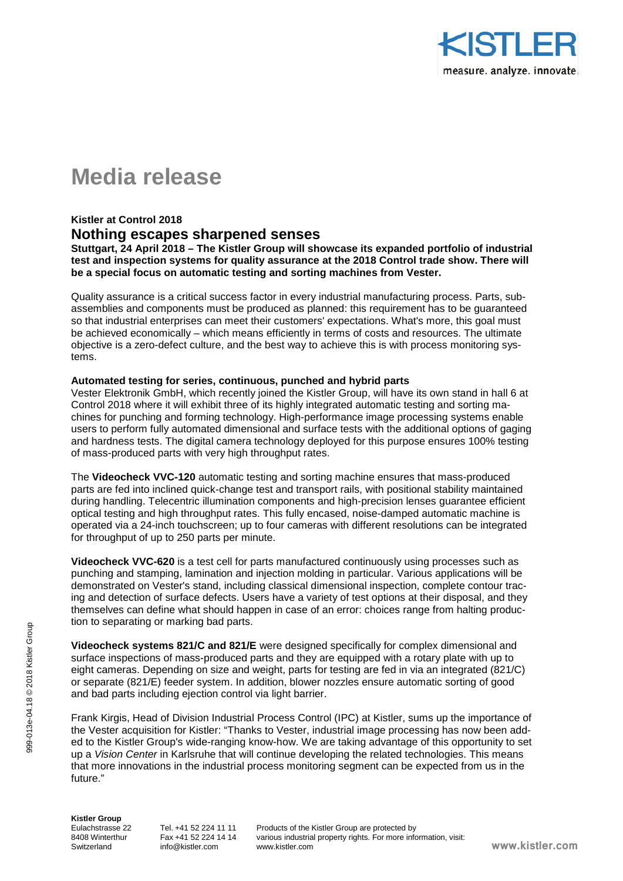# Media release

**Kistler at Control 2018**

## Nothing escapes sharpened senses

**Stuttgart, 24 April 2018 – The Kistler Group will showcase its expanded portfolio of industrial test and inspection systems for quality assurance at the 2018 Control trade show. There will be a special focus on automatic testing and sorting machines from Vester.**

Quality assurance is a critical success factor in every industrial manufacturing process. Parts, subassemblies and components must be produced as planned: this requirement has to be guaranteed so that industrial enterprises can meet their customers' expectations. What's more, this goal must be achieved economically – which means efficiently in terms of costs and resources. The ultimate objective is a zero-defect culture, and the best way to achieve this is with process monitoring systems.

**Automated testing for series, continuous, punched and hybrid parts**

Vester Elektronik GmbH, which recently joined the Kistler Group, will have its own stand in hall 6 at Control 2018 where it will exhibit three of its highly integrated automatic testing and sorting machines for punching and forming technology. High-performance image processing systems enable users to perform fully automated dimensional and surface tests with the additional options of gaging and hardness tests. The digital camera technology deployed for this purpose ensures 100% testing of mass-produced parts with very high throughput rates.

The **Videocheck VVC-120** automatic testing and sorting machine ensures that mass-produced parts are fed into inclined quick-change test and transport rails, with positional stability maintained during handling. Telecentric illumination components and high-precision lenses guarantee efficient optical testing and high throughput rates. This fully encased, noise-damped automatic machine is operated via a 24-inch touchscreen; up to four cameras with different resolutions can be integrated for throughput of up to 250 parts per minute.

**Videocheck VVC-620** is a test cell for parts manufactured continuously using processes such as punching and stamping, lamination and injection molding in particular. Various applications will be demonstrated on Vester's stand, including classical dimensional inspection, complete contour tracing and detection of surface defects. Users have a variety of test options at their disposal, and they themselves can define what should happen in case of an error: choices range from halting production to separating or marking bad parts.

**Videocheck systems 821/C and 821/E** were designed specifically for complex dimensional and surface inspections of mass-produced parts and they are equipped with a rotary plate with up to eight cameras. Depending on size and weight, parts for testing are fed in via an integrated (821/C) or separate (821/E) feeder system. In addition, blower nozzles ensure automatic sorting of good and bad parts including ejection control via light barrier.

Frank Kirgis, Head of Division Industrial Process Control (IPC) at Kistler, sums up the importance of the Vester acquisition for Kistler: "Thanks to Vester, industrial image processing has now been added to the Kistler Group's wide-ranging know-how. We are taking advantage of this opportunity to set up a *Vision Center* in Karlsruhe that will continue developing the related technologies. This means that more innovations in the industrial process monitoring segment can be expected from us in the future."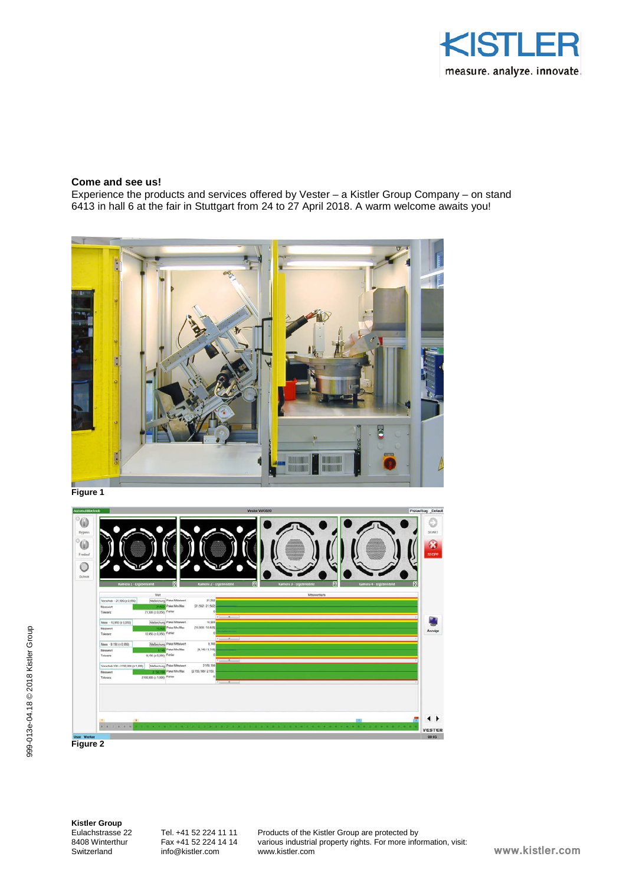**Come and see us!**

Experience the products and services offered by Vester – a Kistler Group Company – on stand 6413 in hall 6 at the fair in Stuttgart from 24 to 27 April 2018. A warm welcome awaits you!

**Figure 1**

**Figure 2**

**Kistler Group**
Eulachstrasse 22
8408 Winterthur
Switzerland

Tel. +41 52 224 11 11
Fax +41 52 224 14 14
info@kistler.com

Products of the Kistler Group are protected by various industrial property rights. For more information, visit: www.kistler.com

www.kistler.com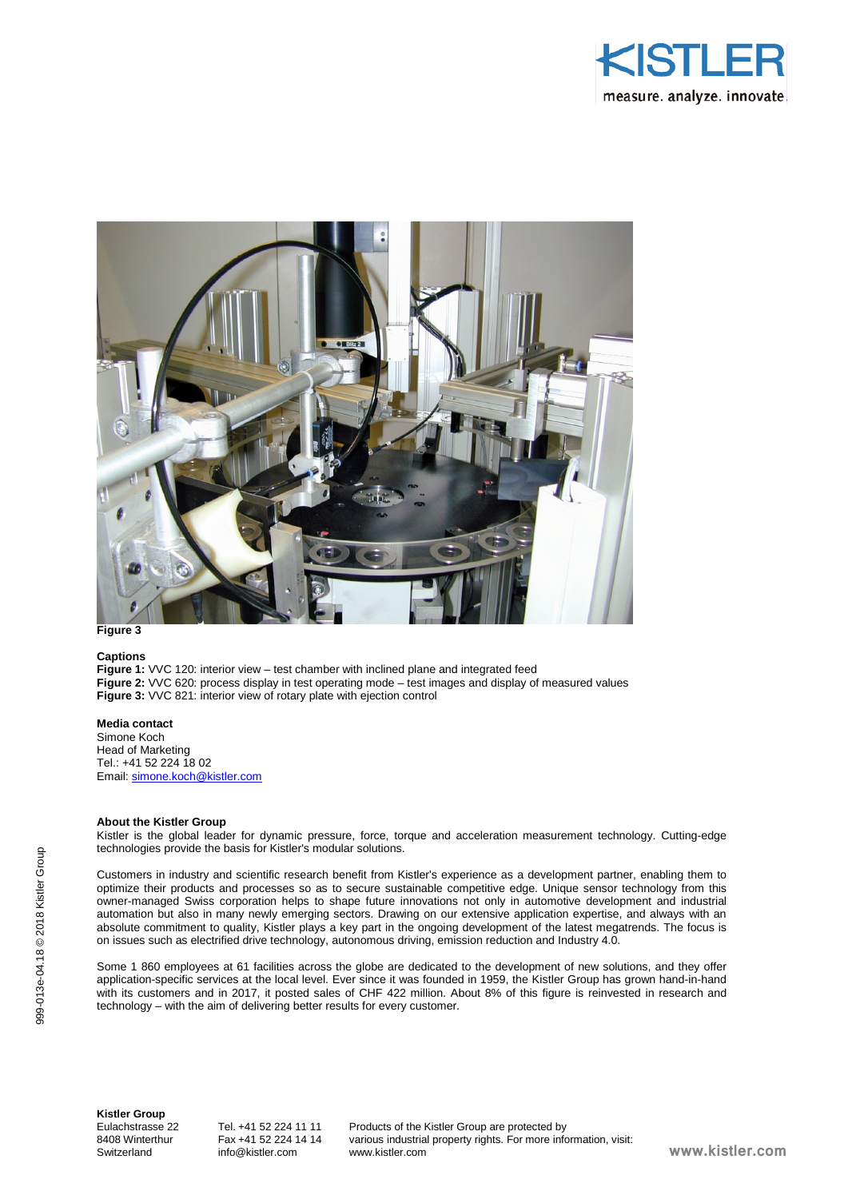Figure 3

**Captions**

**Figure 1:** VVC 120: interior view – test chamber with inclined plane and integrated feed
**Figure 2:** VVC 620: process display in test operating mode – test images and display of measured values
**Figure 3:** VVC 821: interior view of rotary plate with ejection control

**Media contact**

Simone Koch
Head of Marketing
Tel.: +41 52 224 18 02
Email: simone.koch@kistler.com

**About the Kistler Group**

Kistler is the global leader for dynamic pressure, force, torque and acceleration measurement technology. Cutting-edge technologies provide the basis for Kistler's modular solutions.

Customers in industry and scientific research benefit from Kistler's experience as a development partner, enabling them to optimize their products and processes so as to secure sustainable competitive edge. Unique sensor technology from this owner-managed Swiss corporation helps to shape future innovations not only in automotive development and industrial automation but also in many newly emerging sectors. Drawing on our extensive application expertise, and always with an absolute commitment to quality, Kistler plays a key part in the ongoing development of the latest megatrends. The focus is on issues such as electrified drive technology, autonomous driving, emission reduction and Industry 4.0.

Some 1 860 employees at 61 facilities across the globe are dedicated to the development of new solutions, and they offer application-specific services at the local level. Ever since it was founded in 1959, the Kistler Group has grown hand-in-hand with its customers and in 2017, it posted sales of CHF 422 million. About 8% of this figure is reinvested in research and technology – with the aim of delivering better results for every customer.

**Kistler Group**
Eulachstrasse 22
8408 Winterthur
Switzerland

Tel. +41 52 224 11 11
Fax +41 52 224 14 14
info@kistler.com

Products of the Kistler Group are protected by various industrial property rights. For more information, visit: www.kistler.com

www.kistler.com